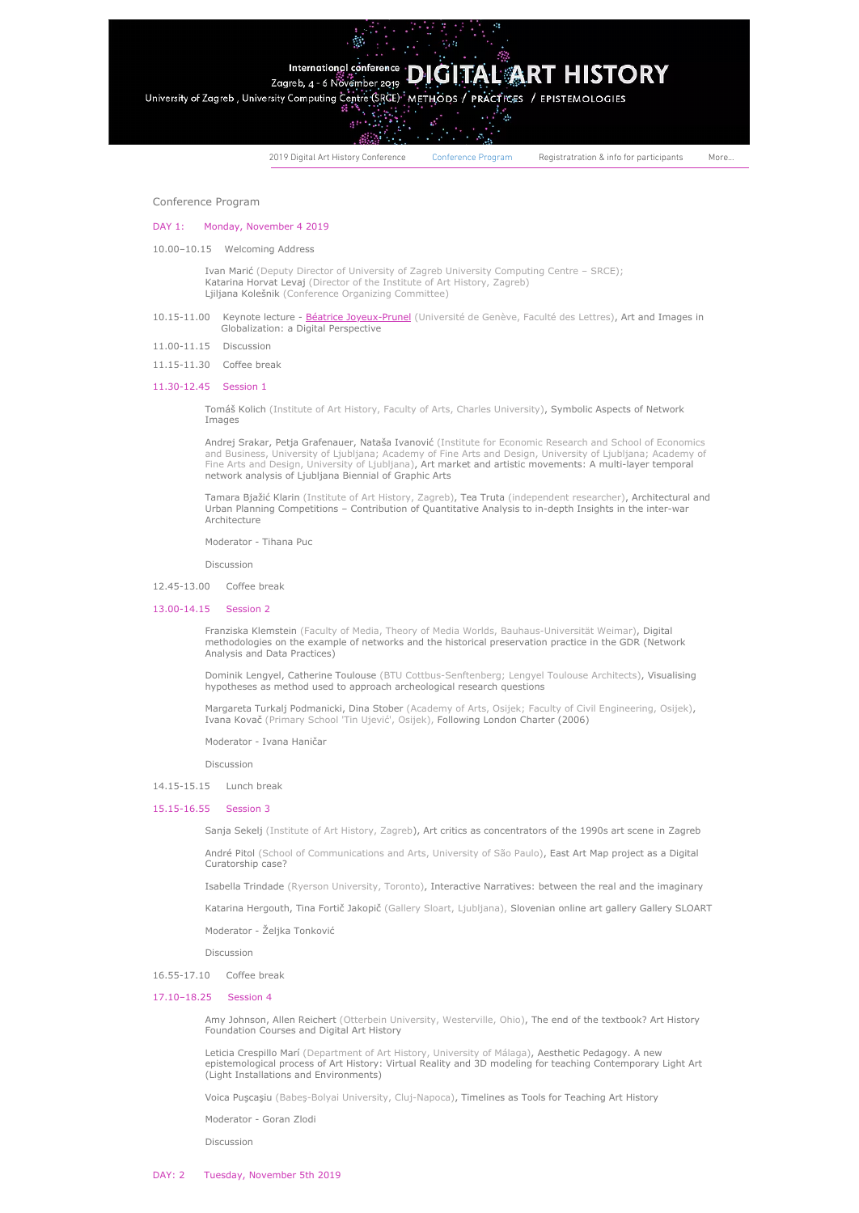International conference
Zagreb, 4 - 6 November 2019
University of Zagreb , University Computing Centre (SRCE)

# DIGITAL ART HISTORY

METHODS / PRACTICES / EPISTEMOLOGIES

2019 Digital Art History Conference | Conference Program | Registratration & info for participants | More...

## Conference Program

### DAY 1: Monday, November 4 2019

10.00–10.15 Welcoming Address

Ivan Marić (Deputy Director of University of Zagreb University Computing Centre – SRCE);
Katarina Horvat Levaj (Director of the Institute of Art History, Zagreb)
Ljiljana Kolešnik (Conference Organizing Committee)

10.15-11.00 Keynote lecture - Béatrice Joyeux-Prunel (Université de Genève, Faculté des Lettres), Art and Images in Globalization: a Digital Perspective

11.00-11.15 Discussion

11.15-11.30 Coffee break

#### 11.30-12.45 Session 1

Tomáš Kolich (Institute of Art History, Faculty of Arts, Charles University), Symbolic Aspects of Network Images

Andrej Srakar, Petja Grafenauer, Nataša Ivanović (Institute for Economic Research and School of Economics and Business, University of Ljubljana; Academy of Fine Arts and Design, University of Ljubljana; Academy of Fine Arts and Design, University of Ljubljana), Art market and artistic movements: A multi-layer temporal network analysis of Ljubljana Biennial of Graphic Arts

Tamara Bjažić Klarin (Institute of Art History, Zagreb), Tea Truta (independent researcher), Architectural and Urban Planning Competitions – Contribution of Quantitative Analysis to in-depth Insights in the inter-war Architecture

Moderator - Tihana Puc

Discussion

12.45-13.00 Coffee break

#### 13.00-14.15 Session 2

Franziska Klemstein (Faculty of Media, Theory of Media Worlds, Bauhaus-Universität Weimar), Digital methodologies on the example of networks and the historical preservation practice in the GDR (Network Analysis and Data Practices)

Dominik Lengyel, Catherine Toulouse (BTU Cottbus-Senftenberg; Lengyel Toulouse Architects), Visualising hypotheses as method used to approach archeological research questions

Margareta Turkalj Podmanicki, Dina Stober (Academy of Arts, Osijek; Faculty of Civil Engineering, Osijek), Ivana Kovač (Primary School 'Tin Ujević', Osijek), Following London Charter (2006)

Moderator - Ivana Haničar

Discussion

14.15-15.15 Lunch break

#### 15.15-16.55 Session 3

Sanja Sekelj (Institute of Art History, Zagreb), Art critics as concentrators of the 1990s art scene in Zagreb

André Pitol (School of Communications and Arts, University of São Paulo), East Art Map project as a Digital Curatorship case?

Isabella Trindade (Ryerson University, Toronto), Interactive Narratives: between the real and the imaginary

Katarina Hergouth, Tina Fortič Jakopič (Gallery Sloart, Ljubljana), Slovenian online art gallery Gallery SLOART

Moderator - Željka Tonković

Discussion

16.55-17.10 Coffee break

#### 17.10–18.25 Session 4

Amy Johnson, Allen Reichert (Otterbein University, Westerville, Ohio), The end of the textbook? Art History Foundation Courses and Digital Art History

Leticia Crespillo Marí (Department of Art History, University of Málaga), Aesthetic Pedagogy. A new epistemological process of Art History: Virtual Reality and 3D modeling for teaching Contemporary Light Art (Light Installations and Environments)

Voica Puşcaşiu (Babeş-Bolyai University, Cluj-Napoca), Timelines as Tools for Teaching Art History

Moderator - Goran Zlodi

Discussion

### DAY: 2 Tuesday, November 5th 2019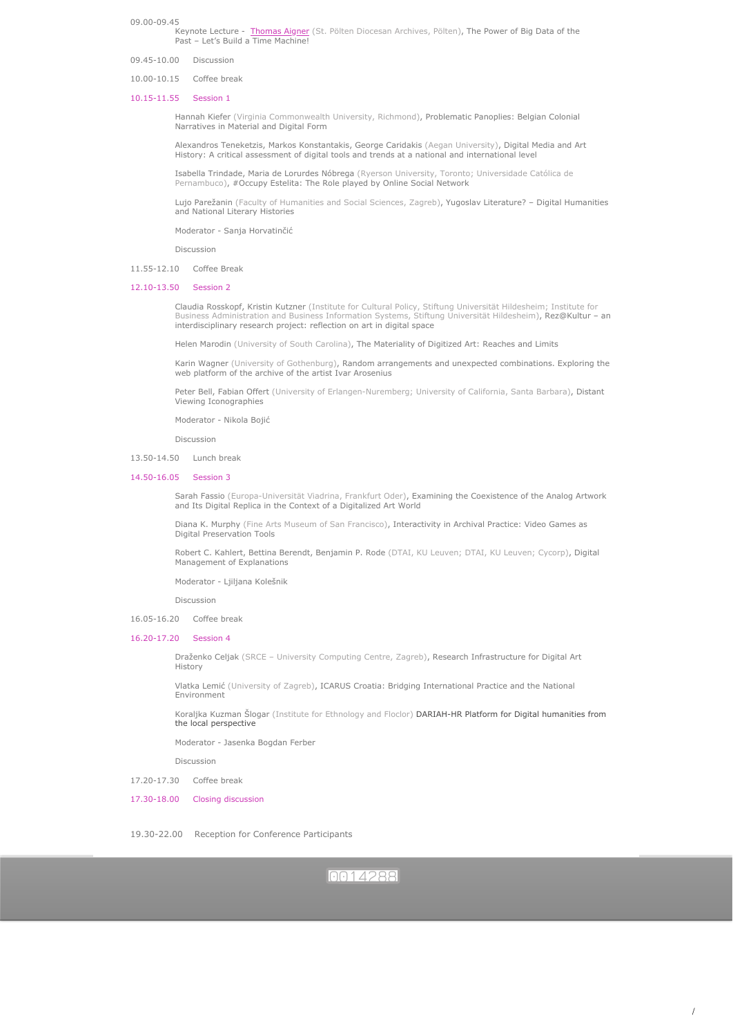09.00-09.45

Keynote Lecture - Thomas Aigner (St. Pölten Diocesan Archives, Pölten), The Power of Big Data of the Past – Let's Build a Time Machine!

09.45-10.00 Discussion

10.00-10.15 Coffee break

10.15-11.55 Session 1

Hannah Kiefer (Virginia Commonwealth University, Richmond), Problematic Panoplies: Belgian Colonial Narratives in Material and Digital Form

Alexandros Teneketzis, Markos Konstantakis, George Caridakis (Aegan University), Digital Media and Art History: A critical assessment of digital tools and trends at a national and international level

Isabella Trindade, Maria de Lorurdes Nóbrega (Ryerson University, Toronto; Universidade Católica de Pernambuco), #Occupy Estelita: The Role played by Online Social Network

Lujo Parežanin (Faculty of Humanities and Social Sciences, Zagreb), Yugoslav Literature? – Digital Humanities and National Literary Histories

Moderator - Sanja Horvatinčić

Discussion

11.55-12.10 Coffee Break

12.10-13.50 Session 2

Claudia Rosskopf, Kristin Kutzner (Institute for Cultural Policy, Stiftung Universität Hildesheim; Institute for Business Administration and Business Information Systems, Stiftung Universität Hildesheim), Rez@Kultur – an interdisciplinary research project: reflection on art in digital space

Helen Marodin (University of South Carolina), The Materiality of Digitized Art: Reaches and Limits

Karin Wagner (University of Gothenburg), Random arrangements and unexpected combinations. Exploring the web platform of the archive of the artist Ivar Arosenius

Peter Bell, Fabian Offert (University of Erlangen-Nuremberg; University of California, Santa Barbara), Distant Viewing Iconographies

Moderator - Nikola Bojić

Discussion

13.50-14.50 Lunch break

14.50-16.05 Session 3

Sarah Fassio (Europa-Universität Viadrina, Frankfurt Oder), Examining the Coexistence of the Analog Artwork and Its Digital Replica in the Context of a Digitalized Art World

Diana K. Murphy (Fine Arts Museum of San Francisco), Interactivity in Archival Practice: Video Games as Digital Preservation Tools

Robert C. Kahlert, Bettina Berendt, Benjamin P. Rode (DTAI, KU Leuven; DTAI, KU Leuven; Cycorp), Digital Management of Explanations

Moderator - Ljiljana Kolešnik

Discussion

16.05-16.20 Coffee break

16.20-17.20 Session 4

Draženko Celjak (SRCE – University Computing Centre, Zagreb), Research Infrastructure for Digital Art History

Vlatka Lemić (University of Zagreb), ICARUS Croatia: Bridging International Practice and the National Environment

Koraljka Kuzman Šlogar (Institute for Ethnology and Floclor) DARIAH-HR Platform for Digital humanities from the local perspective

Moderator - Jasenka Bogdan Ferber

Discussion

17.20-17.30 Coffee break

17.30-18.00 Closing discussion

19.30-22.00 Reception for Conference Participants

0014288